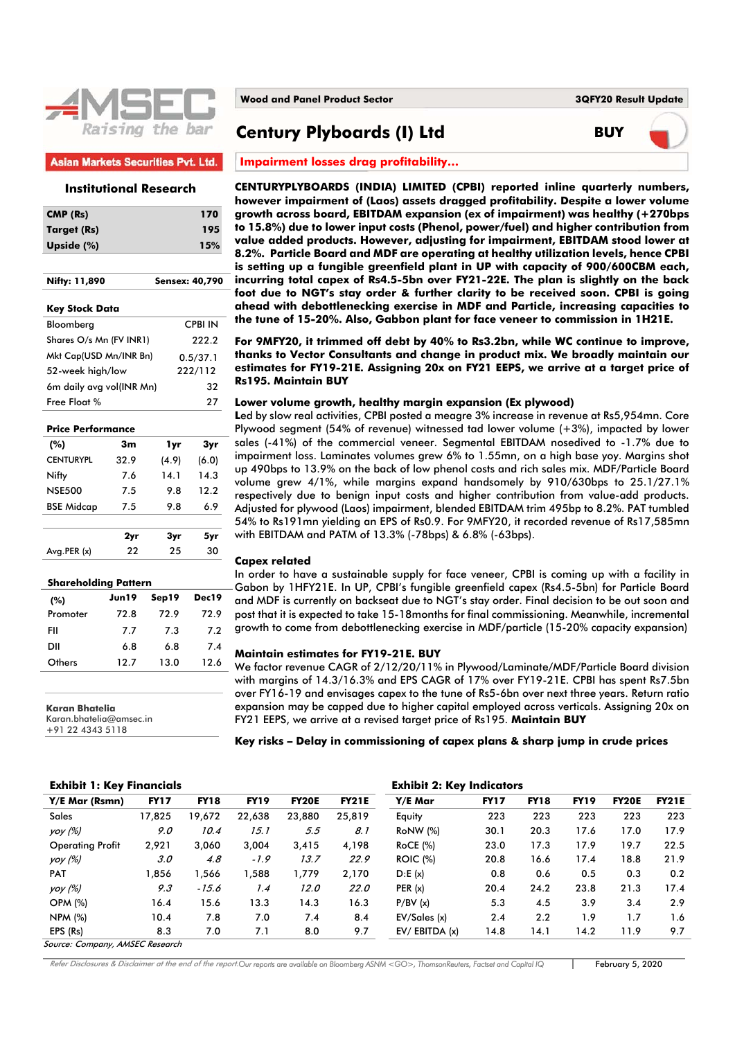Asian Markets Securities Pvt. Ltd.

**Institutional Research**

| CMP (Rs) | 170 |
|---|---|
| Target (Rs) | 195 |
| Upside (%) | 15% |

| Nifty: 11,890 | Sensex: 40,790 |
|---|---|

**Key Stock Data**

| | |
|---|---|
| Bloomberg | CPBI IN |
| Shares O/s Mn (FV INR1) | 222.2 |
| Mkt Cap(USD Mn/INR Bn) | 0.5/37.1 |
| 52-week high/low | 222/112 |
| 6m daily avg vol(INR Mn) | 32 |
| Free Float % | 27 |

**Price Performance**

| (%) | 3m | 1yr | 3yr |
|---|---|---|---|
| CENTURYPL | 32.9 | (4.9) | (6.0) |
| Nifty | 7.6 | 14.1 | 14.3 |
| NSE500 | 7.5 | 9.8 | 12.2 |
| BSE Midcap | 7.5 | 9.8 | 6.9 |

| | 2yr | 3yr | 5yr |
|---|---|---|---|
| Avg.PER (x) | 22 | 25 | 30 |

**Shareholding Pattern**

| (%) | Jun19 | Sep19 | Dec19 |
|---|---|---|---|
| Promoter | 72.8 | 72.9 | 72.9 |
| FII | 7.7 | 7.3 | 7.2 |
| DII | 6.8 | 6.8 | 7.4 |
| Others | 12.7 | 13.0 | 12.6 |

**Karan Bhatelia**
Karan.bhatelia@amsec.in
+91 22 4343 5118

Wood and Panel Product Sector | 3QFY20 Result Update

# Century Plyboards (I) Ltd

**BUY**

## Impairment losses drag profitability...

**CENTURYPLYBOARDS (INDIA) LIMITED (CPBI) reported inline quarterly numbers, however impairment of (Laos) assets dragged profitability. Despite a lower volume growth across board, EBITDAM expansion (ex of impairment) was healthy (+270bps to 15.8%) due to lower input costs (Phenol, power/fuel) and higher contribution from value added products. However, adjusting for impairment, EBITDAM stood lower at 8.2%. Particle Board and MDF are operating at healthy utilization levels, hence CPBI is setting up a fungible greenfield plant in UP with capacity of 900/600CBM each, incurring total capex of Rs4.5-5bn over FY21-22E. The plan is slightly on the back foot due to NGT's stay order & further clarity to be received soon. CPBI is going ahead with debottlenecking exercise in MDF and Particle, increasing capacities to the tune of 15-20%. Also, Gabbon plant for face veneer to commission in 1H21E.**

**For 9MFY20, it trimmed off debt by 40% to Rs3.2bn, while WC continue to improve, thanks to Vector Consultants and change in product mix. We broadly maintain our estimates for FY19-21E. Assigning 20x on FY21 EEPS, we arrive at a target price of Rs195. Maintain BUY**

### Lower volume growth, healthy margin expansion (Ex plywood)

Led by slow real activities, CPBI posted a meagre 3% increase in revenue at Rs5,954mn. Core Plywood segment (54% of revenue) witnessed tad lower volume (+3%), impacted by lower sales (-41%) of the commercial veneer. Segmental EBITDAM nosedived to -1.7% due to impairment loss. Laminates volumes grew 6% to 1.55mn, on a high base yoy. Margins shot up 490bps to 13.9% on the back of low phenol costs and rich sales mix. MDF/Particle Board volume grew 4/1%, while margins expand handsomely by 910/630bps to 25.1/27.1% respectively due to benign input costs and higher contribution from value-add products. Adjusted for plywood (Laos) impairment, blended EBITDAM trim 495bp to 8.2%. PAT tumbled 54% to Rs191mn yielding an EPS of Rs0.9. For 9MFY20, it recorded revenue of Rs17,585mn with EBITDAM and PATM of 13.3% (-78bps) & 6.8% (-63bps).

### Capex related

In order to have a sustainable supply for face veneer, CPBI is coming up with a facility in Gabon by 1HFY21E. In UP, CPBI's fungible greenfield capex (Rs4.5-5bn) for Particle Board and MDF is currently on backseat due to NGT's stay order. Final decision to be out soon and post that it is expected to take 15-18months for final commissioning. Meanwhile, incremental growth to come from debottlenecking exercise in MDF/particle (15-20% capacity expansion)

### Maintain estimates for FY19-21E. BUY

We factor revenue CAGR of 2/12/20/11% in Plywood/Laminate/MDF/Particle Board division with margins of 14.3/16.3% and EPS CAGR of 17% over FY19-21E. CPBI has spent Rs7.5bn over FY16-19 and envisages capex to the tune of Rs5-6bn over next three years. Return ratio expansion may be capped due to higher capital employed across verticals. Assigning 20x on FY21 EEPS, we arrive at a revised target price of Rs195. **Maintain BUY**

**Key risks – Delay in commissioning of capex plans & sharp jump in crude prices**

**Exhibit 1: Key Financials**

| Y/E Mar (Rsmn) | FY17 | FY18 | FY19 | FY20E | FY21E |
|---|---|---|---|---|---|
| Sales | 17,825 | 19,672 | 22,638 | 23,880 | 25,819 |
| *yoy (%)* | *9.0* | *10.4* | *15.1* | *5.5* | *8.1* |
| Operating Profit | 2,921 | 3,060 | 3,004 | 3,415 | 4,198 |
| *yoy (%)* | *3.0* | *4.8* | *-1.9* | *13.7* | *22.9* |
| PAT | 1,856 | 1,566 | 1,588 | 1,779 | 2,170 |
| *yoy (%)* | *9.3* | *-15.6* | *1.4* | *12.0* | *22.0* |
| OPM (%) | 16.4 | 15.6 | 13.3 | 14.3 | 16.3 |
| NPM (%) | 10.4 | 7.8 | 7.0 | 7.4 | 8.4 |
| EPS (Rs) | 8.3 | 7.0 | 7.1 | 8.0 | 9.7 |

*Source: Company, AMSEC Research*

**Exhibit 2: Key Indicators**

| Y/E Mar | FY17 | FY18 | FY19 | FY20E | FY21E |
|---|---|---|---|---|---|
| Equity | 223 | 223 | 223 | 223 | 223 |
| RoNW (%) | 30.1 | 20.3 | 17.6 | 17.0 | 17.9 |
| RoCE (%) | 23.0 | 17.3 | 17.9 | 19.7 | 22.5 |
| ROIC (%) | 20.8 | 16.6 | 17.4 | 18.8 | 21.9 |
| D:E (x) | 0.8 | 0.6 | 0.5 | 0.3 | 0.2 |
| PER (x) | 20.4 | 24.2 | 23.8 | 21.3 | 17.4 |
| P/BV (x) | 5.3 | 4.5 | 3.9 | 3.4 | 2.9 |
| EV/Sales (x) | 2.4 | 2.2 | 1.9 | 1.7 | 1.6 |
| EV/ EBITDA (x) | 14.8 | 14.1 | 14.2 | 11.9 | 9.7 |

*Refer Disclosures & Disclaimer at the end of the report. Our reports are available on Bloomberg ASNM <GO>, ThomsonReuters, Factset and Capital IQ* | February 5, 2020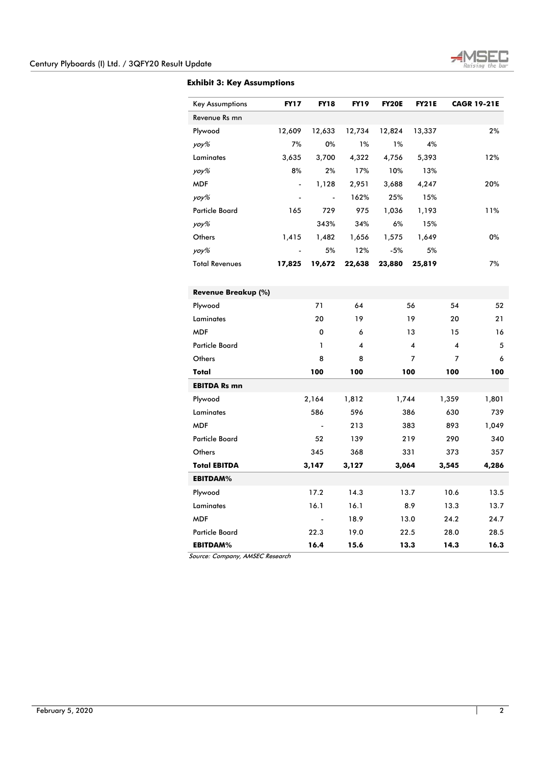### Exhibit 3: Key Assumptions

| Key Assumptions | FY17 | FY18 | FY19 | FY20E | FY21E | CAGR 19-21E |
|---|---|---|---|---|---|---|
| Revenue Rs mn | | | | | | |
| Plywood | 12,609 | 12,633 | 12,734 | 12,824 | 13,337 | 2% |
| *yoy%* | 7% | 0% | 1% | 1% | 4% | |
| Laminates | 3,635 | 3,700 | 4,322 | 4,756 | 5,393 | 12% |
| *yoy%* | 8% | 2% | 17% | 10% | 13% | |
| MDF | - | 1,128 | 2,951 | 3,688 | 4,247 | 20% |
| *yoy%* | - | - | 162% | 25% | 15% | |
| Particle Board | 165 | 729 | 975 | 1,036 | 1,193 | 11% |
| *yoy%* | | 343% | 34% | 6% | 15% | |
| Others | 1,415 | 1,482 | 1,656 | 1,575 | 1,649 | 0% |
| *yoy%* | - | 5% | 12% | -5% | 5% | |
| Total Revenues | **17,825** | **19,672** | **22,638** | **23,880** | **25,819** | 7% |
| **Revenue Breakup (%)** | | | | | | |
| Plywood | 71 | 64 | 56 | 54 | 52 | |
| Laminates | 20 | 19 | 19 | 20 | 21 | |
| MDF | 0 | 6 | 13 | 15 | 16 | |
| Particle Board | 1 | 4 | 4 | 4 | 5 | |
| Others | 8 | 8 | 7 | 7 | 6 | |
| **Total** | **100** | **100** | **100** | **100** | **100** | |
| **EBITDA Rs mn** | | | | | | |
| Plywood | 2,164 | 1,812 | 1,744 | 1,359 | 1,801 | |
| Laminates | 586 | 596 | 386 | 630 | 739 | |
| MDF | - | 213 | 383 | 893 | 1,049 | |
| Particle Board | 52 | 139 | 219 | 290 | 340 | |
| Others | 345 | 368 | 331 | 373 | 357 | |
| **Total EBITDA** | **3,147** | **3,127** | **3,064** | **3,545** | **4,286** | |
| **EBITDAM%** | | | | | | |
| Plywood | 17.2 | 14.3 | 13.7 | 10.6 | 13.5 | |
| Laminates | 16.1 | 16.1 | 8.9 | 13.3 | 13.7 | |
| MDF | - | 18.9 | 13.0 | 24.2 | 24.7 | |
| Particle Board | 22.3 | 19.0 | 22.5 | 28.0 | 28.5 | |
| **EBITDAM%** | **16.4** | **15.6** | **13.3** | **14.3** | **16.3** | |

*Source: Company, AMSEC Research*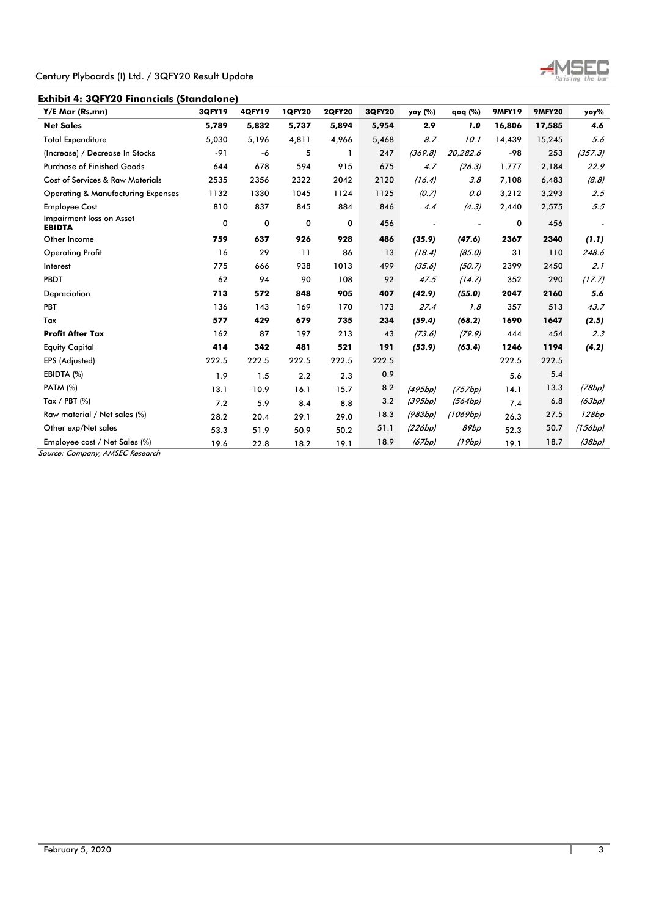**Exhibit 4: 3QFY20 Financials (Standalone)**

| Y/E Mar (Rs.mn) | 3QFY19 | 4QFY19 | 1QFY20 | 2QFY20 | 3QFY20 | yoy (%) | qoq (%) | 9MFY19 | 9MFY20 | yoy% |
|---|---|---|---|---|---|---|---|---|---|---|
| **Net Sales** | **5,789** | **5,832** | **5,737** | **5,894** | **5,954** | **2.9** | ***1.0*** | **16,806** | **17,585** | ***4.6*** |
| Total Expenditure | 5,030 | 5,196 | 4,811 | 4,966 | 5,468 | *8.7* | *10.1* | 14,439 | 15,245 | *5.6* |
| (Increase) / Decrease In Stocks | -91 | -6 | 5 | 1 | 247 | *(369.8)* | *20,282.6* | -98 | 253 | *(357.3)* |
| Purchase of Finished Goods | 644 | 678 | 594 | 915 | 675 | *4.7* | *(26.3)* | 1,777 | 2,184 | *22.9* |
| Cost of Services & Raw Materials | 2535 | 2356 | 2322 | 2042 | 2120 | *(16.4)* | *3.8* | 7,108 | 6,483 | *(8.8)* |
| Operating & Manufacturing Expenses | 1132 | 1330 | 1045 | 1124 | 1125 | *(0.7)* | *0.0* | 3,212 | 3,293 | *2.5* |
| Employee Cost | 810 | 837 | 845 | 884 | 846 | *4.4* | *(4.3)* | 2,440 | 2,575 | *5.5* |
| Impairment loss on Asset **EBIDTA** | 0 | 0 | 0 | 0 | 456 | - | - | 0 | 456 | - |
| Other Income | **759** | **637** | **926** | **928** | **486** | **(35.9)** | **(47.6)** | **2367** | **2340** | ***(1.1)*** |
| Operating Profit | 16 | 29 | 11 | 86 | 13 | *(18.4)* | *(85.0)* | 31 | 110 | *248.6* |
| Interest | 775 | 666 | 938 | 1013 | 499 | *(35.6)* | *(50.7)* | 2399 | 2450 | *2.1* |
| PBDT | 62 | 94 | 90 | 108 | 92 | *47.5* | *(14.7)* | 352 | 290 | *(17.7)* |
| Depreciation | **713** | **572** | **848** | **905** | **407** | **(42.9)** | **(55.0)** | **2047** | **2160** | **5.6** |
| PBT | 136 | 143 | 169 | 170 | 173 | *27.4* | *1.8* | 357 | 513 | *43.7* |
| Tax | **577** | **429** | **679** | **735** | **234** | **(59.4)** | **(68.2)** | **1690** | **1647** | **(2.5)** |
| **Profit After Tax** | 162 | 87 | 197 | 213 | 43 | *(73.6)* | *(79.9)* | 444 | 454 | *2.3* |
| Equity Capital | **414** | **342** | **481** | **521** | **191** | **(53.9)** | **(63.4)** | **1246** | **1194** | **(4.2)** |
| EPS (Adjusted) | 222.5 | 222.5 | 222.5 | 222.5 | 222.5 | | | 222.5 | 222.5 | |
| EBIDTA (%) | 1.9 | 1.5 | 2.2 | 2.3 | 0.9 | | | 5.6 | 5.4 | |
| PATM (%) | 13.1 | 10.9 | 16.1 | 15.7 | 8.2 | *(495bp)* | *(757bp)* | 14.1 | 13.3 | *(78bp)* |
| Tax / PBT (%) | 7.2 | 5.9 | 8.4 | 8.8 | 3.2 | *(395bp)* | *(564bp)* | 7.4 | 6.8 | *(63bp)* |
| Raw material / Net sales (%) | 28.2 | 20.4 | 29.1 | 29.0 | 18.3 | *(983bp)* | *(1069bp)* | 26.3 | 27.5 | *128bp* |
| Other exp/Net sales | 53.3 | 51.9 | 50.9 | 50.2 | 51.1 | *(226bp)* | *89bp* | 52.3 | 50.7 | *(156bp)* |
| Employee cost / Net Sales (%) | 19.6 | 22.8 | 18.2 | 19.1 | 18.9 | *(67bp)* | *(19bp)* | 19.1 | 18.7 | *(38bp)* |

*Source: Company, AMSEC Research*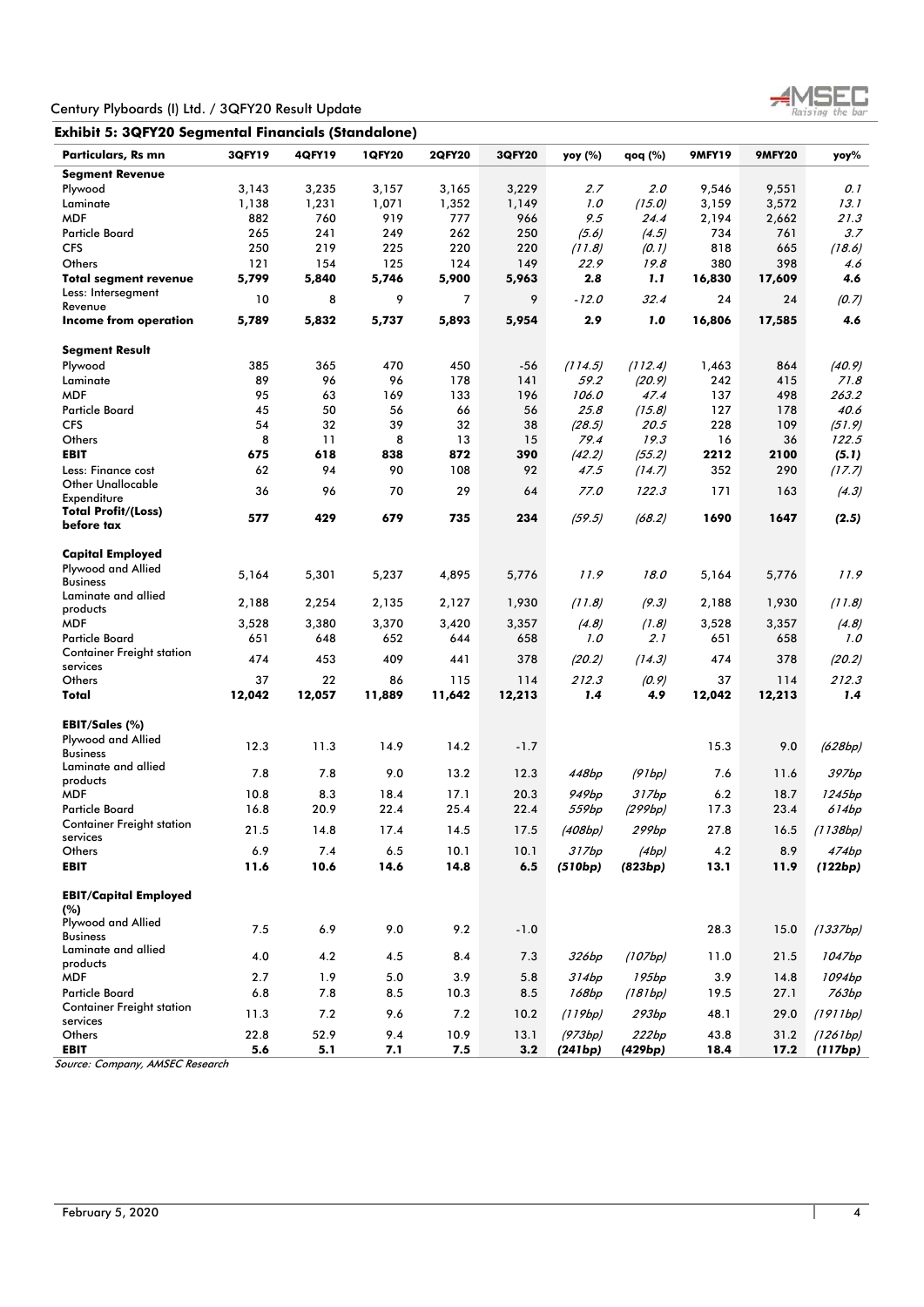## Exhibit 5: 3QFY20 Segmental Financials (Standalone)

| Particulars, Rs mn | 3QFY19 | 4QFY19 | 1QFY20 | 2QFY20 | 3QFY20 | yoy (%) | qoq (%) | 9MFY19 | 9MFY20 | yoy% |
|---|---|---|---|---|---|---|---|---|---|---|
| **Segment Revenue** | | | | | | | | | | |
| Plywood | 3,143 | 3,235 | 3,157 | 3,165 | 3,229 | *2.7* | *2.0* | 9,546 | 9,551 | *0.1* |
| Laminate | 1,138 | 1,231 | 1,071 | 1,352 | 1,149 | *1.0* | *(15.0)* | 3,159 | 3,572 | *13.1* |
| MDF | 882 | 760 | 919 | 777 | 966 | *9.5* | *24.4* | 2,194 | 2,662 | *21.3* |
| Particle Board | 265 | 241 | 249 | 262 | 250 | *(5.6)* | *(4.5)* | 734 | 761 | *3.7* |
| CFS | 250 | 219 | 225 | 220 | 220 | *(11.8)* | *(0.1)* | 818 | 665 | *(18.6)* |
| Others | 121 | 154 | 125 | 124 | 149 | *22.9* | *19.8* | 380 | 398 | *4.6* |
| **Total segment revenue** | **5,799** | **5,840** | **5,746** | **5,900** | **5,963** | ***2.8*** | ***1.1*** | **16,830** | **17,609** | ***4.6*** |
| Less: Intersegment Revenue | 10 | 8 | 9 | 7 | 9 | *-12.0* | *32.4* | 24 | 24 | *(0.7)* |
| **Income from operation** | **5,789** | **5,832** | **5,737** | **5,893** | **5,954** | ***2.9*** | ***1.0*** | **16,806** | **17,585** | ***4.6*** |
| | | | | | | | | | | |
| **Segment Result** | | | | | | | | | | |
| Plywood | 385 | 365 | 470 | 450 | -56 | *(114.5)* | *(112.4)* | 1,463 | 864 | *(40.9)* |
| Laminate | 89 | 96 | 96 | 178 | 141 | *59.2* | *(20.9)* | 242 | 415 | *71.8* |
| MDF | 95 | 63 | 169 | 133 | 196 | *106.0* | *47.4* | 137 | 498 | *263.2* |
| Particle Board | 45 | 50 | 56 | 66 | 56 | *25.8* | *(15.8)* | 127 | 178 | *40.6* |
| CFS | 54 | 32 | 39 | 32 | 38 | *(28.5)* | *20.5* | 228 | 109 | *(51.9)* |
| Others | 8 | 11 | 8 | 13 | 15 | *79.4* | *19.3* | 16 | 36 | *122.5* |
| **EBIT** | **675** | **618** | **838** | **872** | **390** | ***(42.2)*** | ***(55.2)*** | **2212** | **2100** | ***(5.1)*** |
| Less: Finance cost | 62 | 94 | 90 | 108 | 92 | *47.5* | *(14.7)* | 352 | 290 | *(17.7)* |
| Other Unallocable Expenditure | 36 | 96 | 70 | 29 | 64 | *77.0* | *122.3* | 171 | 163 | *(4.3)* |
| **Total Profit/(Loss) before tax** | **577** | **429** | **679** | **735** | **234** | ***(59.5)*** | ***(68.2)*** | **1690** | **1647** | ***(2.5)*** |
| | | | | | | | | | | |
| **Capital Employed** | | | | | | | | | | |
| Plywood and Allied Business | 5,164 | 5,301 | 5,237 | 4,895 | 5,776 | *11.9* | *18.0* | 5,164 | 5,776 | *11.9* |
| Laminate and allied products | 2,188 | 2,254 | 2,135 | 2,127 | 1,930 | *(11.8)* | *(9.3)* | 2,188 | 1,930 | *(11.8)* |
| MDF | 3,528 | 3,380 | 3,370 | 3,420 | 3,357 | *(4.8)* | *(1.8)* | 3,528 | 3,357 | *(4.8)* |
| Particle Board | 651 | 648 | 652 | 644 | 658 | *1.0* | *2.1* | 651 | 658 | *1.0* |
| Container Freight station services | 474 | 453 | 409 | 441 | 378 | *(20.2)* | *(14.3)* | 474 | 378 | *(20.2)* |
| Others | 37 | 22 | 86 | 115 | 114 | *212.3* | *(0.9)* | 37 | 114 | *212.3* |
| **Total** | **12,042** | **12,057** | **11,889** | **11,642** | **12,213** | ***1.4*** | ***4.9*** | **12,042** | **12,213** | ***1.4*** |
| | | | | | | | | | | |
| **EBIT/Sales (%)** | | | | | | | | | | |
| Plywood and Allied Business | 12.3 | 11.3 | 14.9 | 14.2 | -1.7 | | | 15.3 | 9.0 | *(628bp)* |
| Laminate and allied products | 7.8 | 7.8 | 9.0 | 13.2 | 12.3 | *448bp* | *(91bp)* | 7.6 | 11.6 | *397bp* |
| MDF | 10.8 | 8.3 | 18.4 | 17.1 | 20.3 | *949bp* | *317bp* | 6.2 | 18.7 | *1245bp* |
| Particle Board | 16.8 | 20.9 | 22.4 | 25.4 | 22.4 | *559bp* | *(299bp)* | 17.3 | 23.4 | *614bp* |
| Container Freight station services | 21.5 | 14.8 | 17.4 | 14.5 | 17.5 | *(408bp)* | *299bp* | 27.8 | 16.5 | *(1138bp)* |
| Others | 6.9 | 7.4 | 6.5 | 10.1 | 10.1 | *317bp* | *(4bp)* | 4.2 | 8.9 | *474bp* |
| **EBIT** | **11.6** | **10.6** | **14.6** | **14.8** | **6.5** | ***(510bp)*** | ***(823bp)*** | **13.1** | **11.9** | ***(122bp)*** |
| | | | | | | | | | | |
| **EBIT/Capital Employed (%)** | | | | | | | | | | |
| Plywood and Allied Business | 7.5 | 6.9 | 9.0 | 9.2 | -1.0 | | | 28.3 | 15.0 | *(1337bp)* |
| Laminate and allied products | 4.0 | 4.2 | 4.5 | 8.4 | 7.3 | *326bp* | *(107bp)* | 11.0 | 21.5 | *1047bp* |
| MDF | 2.7 | 1.9 | 5.0 | 3.9 | 5.8 | *314bp* | *195bp* | 3.9 | 14.8 | *1094bp* |
| Particle Board | 6.8 | 7.8 | 8.5 | 10.3 | 8.5 | *168bp* | *(181bp)* | 19.5 | 27.1 | *763bp* |
| Container Freight station services | 11.3 | 7.2 | 9.6 | 7.2 | 10.2 | *(119bp)* | *293bp* | 48.1 | 29.0 | *(1911bp)* |
| Others | 22.8 | 52.9 | 9.4 | 10.9 | 13.1 | *(973bp)* | *222bp* | 43.8 | 31.2 | *(1261bp)* |
| **EBIT** | **5.6** | **5.1** | **7.1** | **7.5** | **3.2** | ***(241bp)*** | ***(429bp)*** | **18.4** | **17.2** | ***(117bp)*** |

*Source: Company, AMSEC Research*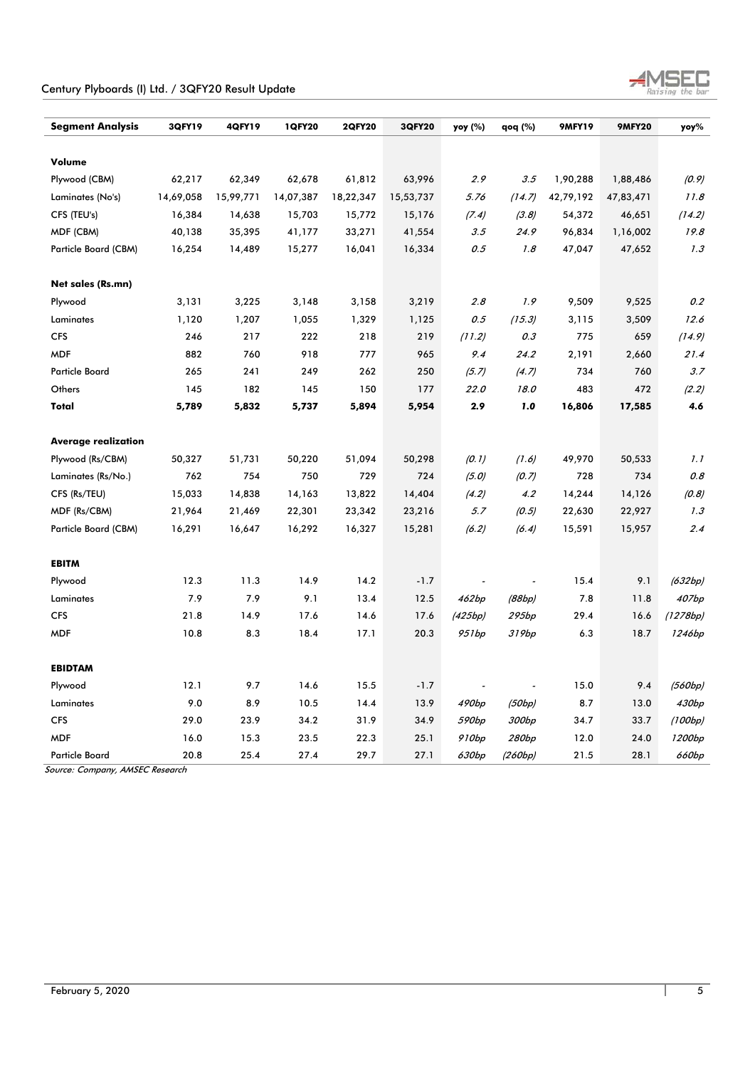| Segment Analysis | 3QFY19 | 4QFY19 | 1QFY20 | 2QFY20 | 3QFY20 | yoy (%) | qoq (%) | 9MFY19 | 9MFY20 | yoy% |
|---|---|---|---|---|---|---|---|---|---|---|
| **Volume** | | | | | | | | | | |
| Plywood (CBM) | 62,217 | 62,349 | 62,678 | 61,812 | 63,996 | *2.9* | *3.5* | 1,90,288 | 1,88,486 | *(0.9)* |
| Laminates (No's) | 14,69,058 | 15,99,771 | 14,07,387 | 18,22,347 | 15,53,737 | *5.76* | *(14.7)* | 42,79,192 | 47,83,471 | *11.8* |
| CFS (TEU's) | 16,384 | 14,638 | 15,703 | 15,772 | 15,176 | *(7.4)* | *(3.8)* | 54,372 | 46,651 | *(14.2)* |
| MDF (CBM) | 40,138 | 35,395 | 41,177 | 33,271 | 41,554 | *3.5* | *24.9* | 96,834 | 1,16,002 | *19.8* |
| Particle Board (CBM) | 16,254 | 14,489 | 15,277 | 16,041 | 16,334 | *0.5* | *1.8* | 47,047 | 47,652 | *1.3* |
| **Net sales (Rs.mn)** | | | | | | | | | | |
| Plywood | 3,131 | 3,225 | 3,148 | 3,158 | 3,219 | *2.8* | *1.9* | 9,509 | 9,525 | *0.2* |
| Laminates | 1,120 | 1,207 | 1,055 | 1,329 | 1,125 | *0.5* | *(15.3)* | 3,115 | 3,509 | *12.6* |
| CFS | 246 | 217 | 222 | 218 | 219 | *(11.2)* | *0.3* | 775 | 659 | *(14.9)* |
| MDF | 882 | 760 | 918 | 777 | 965 | *9.4* | *24.2* | 2,191 | 2,660 | *21.4* |
| Particle Board | 265 | 241 | 249 | 262 | 250 | *(5.7)* | *(4.7)* | 734 | 760 | *3.7* |
| Others | 145 | 182 | 145 | 150 | 177 | *22.0* | *18.0* | 483 | 472 | *(2.2)* |
| **Total** | **5,789** | **5,832** | **5,737** | **5,894** | **5,954** | **2.9** | ***1.0*** | **16,806** | **17,585** | **4.6** |
| **Average realization** | | | | | | | | | | |
| Plywood (Rs/CBM) | 50,327 | 51,731 | 50,220 | 51,094 | 50,298 | *(0.1)* | *(1.6)* | 49,970 | 50,533 | *1.1* |
| Laminates (Rs/No.) | 762 | 754 | 750 | 729 | 724 | *(5.0)* | *(0.7)* | 728 | 734 | *0.8* |
| CFS (Rs/TEU) | 15,033 | 14,838 | 14,163 | 13,822 | 14,404 | *(4.2)* | *4.2* | 14,244 | 14,126 | *(0.8)* |
| MDF (Rs/CBM) | 21,964 | 21,469 | 22,301 | 23,342 | 23,216 | *5.7* | *(0.5)* | 22,630 | 22,927 | *1.3* |
| Particle Board (CBM) | 16,291 | 16,647 | 16,292 | 16,327 | 15,281 | *(6.2)* | *(6.4)* | 15,591 | 15,957 | *2.4* |
| **EBITM** | | | | | | | | | | |
| Plywood | 12.3 | 11.3 | 14.9 | 14.2 | -1.7 | - | - | 15.4 | 9.1 | *(632bp)* |
| Laminates | 7.9 | 7.9 | 9.1 | 13.4 | 12.5 | *462bp* | *(88bp)* | 7.8 | 11.8 | *407bp* |
| CFS | 21.8 | 14.9 | 17.6 | 14.6 | 17.6 | *(425bp)* | *295bp* | 29.4 | 16.6 | *(1278bp)* |
| MDF | 10.8 | 8.3 | 18.4 | 17.1 | 20.3 | *951bp* | *319bp* | 6.3 | 18.7 | *1246bp* |
| **EBIDTAM** | | | | | | | | | | |
| Plywood | 12.1 | 9.7 | 14.6 | 15.5 | -1.7 | - | - | 15.0 | 9.4 | *(560bp)* |
| Laminates | 9.0 | 8.9 | 10.5 | 14.4 | 13.9 | *490bp* | *(50bp)* | 8.7 | 13.0 | *430bp* |
| CFS | 29.0 | 23.9 | 34.2 | 31.9 | 34.9 | *590bp* | *300bp* | 34.7 | 33.7 | *(100bp)* |
| MDF | 16.0 | 15.3 | 23.5 | 22.3 | 25.1 | *910bp* | *280bp* | 12.0 | 24.0 | *1200bp* |
| Particle Board | 20.8 | 25.4 | 27.4 | 29.7 | 27.1 | *630bp* | *(260bp)* | 21.5 | 28.1 | *660bp* |

*Source: Company, AMSEC Research*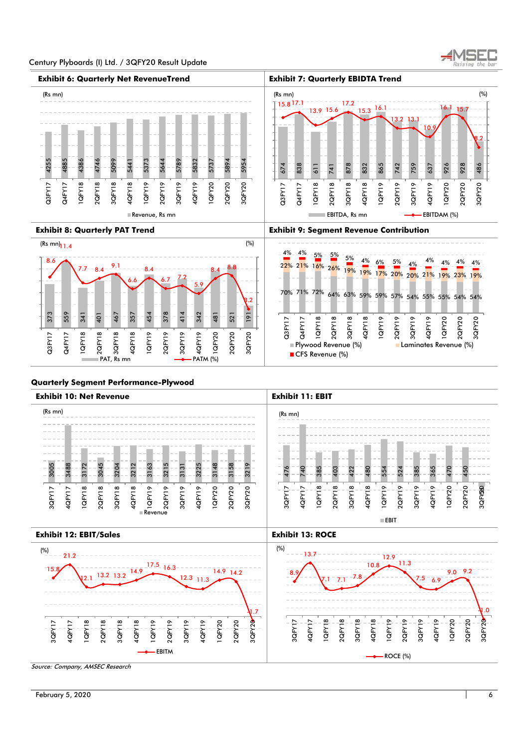## Exhibit 6: Quarterly Net RevenueTrend

(Rs mn)

| Quarter | Revenue, Rs mn |
|---|---|
| Q3FY17 | 4255 |
| Q4FY17 | 4885 |
| 1QFY18 | 4386 |
| 2QFY18 | 4746 |
| 3QFY18 | 5099 |
| 4QFY18 | 5441 |
| 1QFY19 | 5373 |
| 2QFY19 | 5644 |
| 3QFY19 | 5789 |
| 4QFY19 | 5832 |
| 1QFY20 | 5737 |
| 2QFY20 | 5894 |
| 3QFY20 | 5954 |

## Exhibit 7: Quarterly EBIDTA Trend

(Rs mn) (%)

| Quarter | EBITDA, Rs mn | EBITDAM (%) |
|---|---|---|
| Q3FY17 | 674 | 15.8 |
| Q4FY17 | 838 | 17.1 |
| 1QFY18 | 611 | 13.9 |
| 2QFY18 | 741 | 15.6 |
| 3QFY18 | 878 | 17.2 |
| 4QFY18 | 832 | 15.3 |
| 1QFY19 | 865 | 16.1 |
| 2QFY19 | 742 | 13.2 |
| 3QFY19 | 759 | 13.1 |
| 4QFY19 | 637 | 10.9 |
| 1QFY20 | 926 | 16.1 |
| 2QFY20 | 928 | 15.7 |
| 3QFY20 | 486 | 8.2 |

## Exhibit 8: Quarterly PAT Trend

(Rs mn) (%)

| Quarter | PAT, Rs mn | PATM (%) |
|---|---|---|
| Q3FY17 | 373 | 8.6 |
| Q4FY17 | 559 | 11.4 |
| 1QFY18 | 341 | 7.7 |
| 2QFY18 | 401 | 8.4 |
| 3QFY18 | 467 | 9.1 |
| 4QFY18 | 357 | 6.6 |
| 1QFY19 | 454 | 8.4 |
| 2QFY19 | 378 | 6.7 |
| 3QFY19 | 414 | 7.2 |
| 4QFY19 | 342 | 5.9 |
| 1QFY20 | 481 | 8.4 |
| 2QFY20 | 521 | 8.8 |
| 3QFY20 | 191 | 3.2 |

## Exhibit 9: Segment Revenue Contribution

| Quarter | Plywood Revenue (%) | Laminates Revenue (%) | CFS Revenue (%) |
|---|---|---|---|
| Q3FY17 | 70% | 22% | 4% |
| Q4FY17 | 71% | 21% | 4% |
| 1QFY18 | 72% | 16% | 5% |
| 2QFY18 | 64% | 26% | 5% |
| 3QFY18 | 63% | 19% | 5% |
| 4QFY18 | 59% | 19% | 4% |
| 1QFY19 | 59% | 17% | 6% |
| 2QFY19 | 57% | 20% | 5% |
| 3QFY19 | 54% | 20% | 4% |
| 4QFY19 | 55% | 21% | 4% |
| 1QFY20 | 55% | 19% | 4% |
| 2QFY20 | 54% | 23% | 4% |
| 3QFY20 | 54% | 19% | 4% |

### Quarterly Segment Performance-Plywood

## Exhibit 10: Net Revenue

(Rs mn)

| Quarter | Revenue |
|---|---|
| 3QFY17 | 3005 |
| 4QFY17 | 3488 |
| 1QFY18 | 3172 |
| 2QFY18 | 3045 |
| 3QFY18 | 3204 |
| 4QFY18 | 3212 |
| 1QFY19 | 3163 |
| 2QFY19 | 3215 |
| 3QFY19 | 3131 |
| 4QFY19 | 3225 |
| 1QFY20 | 3148 |
| 2QFY20 | 3158 |
| 3QFY20 | 3219 |

## Exhibit 11: EBIT

(Rs mn)

| Quarter | EBIT |
|---|---|
| 3QFY17 | 476 |
| 4QFY17 | 740 |
| 1QFY18 | 385 |
| 2QFY18 | 403 |
| 3QFY18 | 422 |
| 4QFY18 | 480 |
| 1QFY19 | 554 |
| 2QFY19 | 524 |
| 3QFY19 | 385 |
| 4QFY19 | 365 |
| 1QFY20 | 470 |
| 2QFY20 | 450 |
| 3QFY20 | -20 |

## Exhibit 12: EBIT/Sales

(%)

| Quarter | EBITM |
|---|---|
| 3QFY17 | 15.8 |
| 4QFY17 | 21.2 |
| 1QFY18 | 12.1 |
| 2QFY18 | 13.2 |
| 3QFY18 | 13.2 |
| 4QFY18 | 14.9 |
| 1QFY19 | 17.5 |
| 2QFY19 | 16.3 |
| 3QFY19 | 12.3 |
| 4QFY19 | 11.3 |
| 1QFY20 | 14.9 |
| 2QFY20 | 14.2 |
| 3QFY20 | -1.7 |

## Exhibit 13: ROCE

(%)

| Quarter | ROCE (%) |
|---|---|
| 3QFY17 | 8.9 |
| 4QFY17 | 13.7 |
| 1QFY18 | 7.1 |
| 2QFY18 | 7.1 |
| 3QFY18 | 7.8 |
| 4QFY18 | 10.8 |
| 1QFY19 | 12.9 |
| 2QFY19 | 11.3 |
| 3QFY19 | 7.5 |
| 4QFY19 | 6.9 |
| 1QFY20 | 9.0 |
| 2QFY20 | 9.2 |
| 3QFY20 | -1.0 |

*Source: Company, AMSEC Research*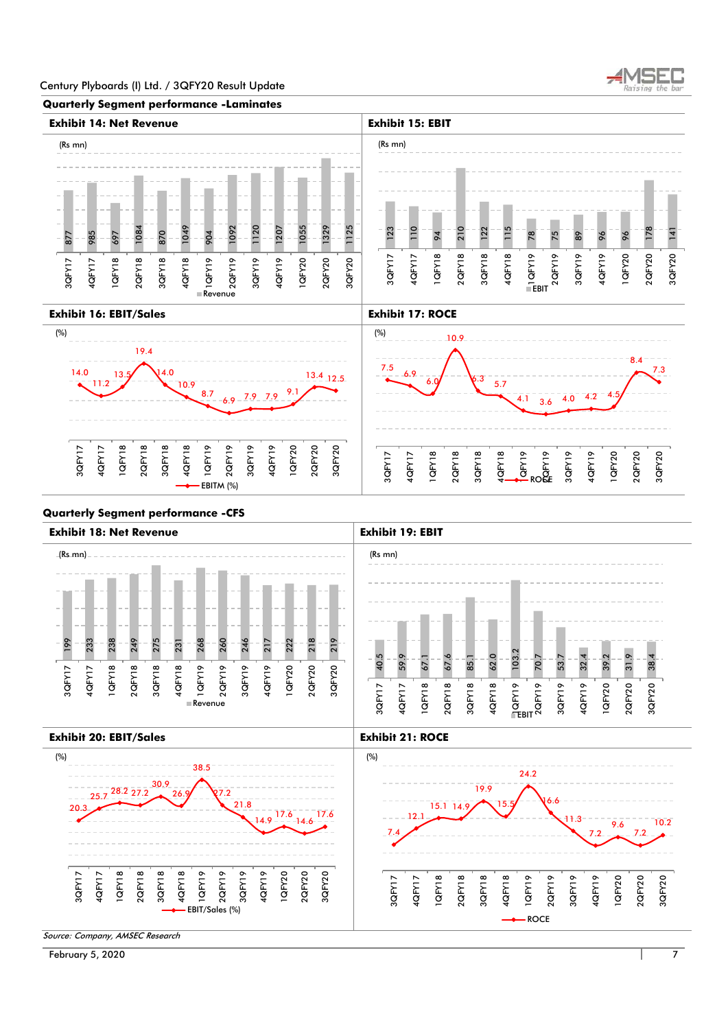## Quarterly Segment performance -Laminates

**Exhibit 14: Net Revenue**

(Rs mn)

| Quarter | Revenue |
|---|---|
| 3QFY17 | 877 |
| 4QFY17 | 985 |
| 1QFY18 | 697 |
| 2QFY18 | 1084 |
| 3QFY18 | 870 |
| 4QFY18 | 1049 |
| 1QFY19 | 904 |
| 2QFY19 | 1092 |
| 3QFY19 | 1120 |
| 4QFY19 | 1207 |
| 1QFY20 | 1055 |
| 2QFY20 | 1329 |
| 3QFY20 | 1125 |

**Exhibit 15: EBIT**

(Rs mn)

| Quarter | EBIT |
|---|---|
| 3QFY17 | 123 |
| 4QFY17 | 110 |
| 1QFY18 | 94 |
| 2QFY18 | 210 |
| 3QFY18 | 122 |
| 4QFY18 | 115 |
| 1QFY19 | 78 |
| 2QFY19 | 75 |
| 3QFY19 | 89 |
| 4QFY19 | 96 |
| 1QFY20 | 96 |
| 2QFY20 | 178 |
| 3QFY20 | 141 |

**Exhibit 16: EBIT/Sales**

(%)

| Quarter | EBITM (%) |
|---|---|
| 3QFY17 | 14.0 |
| 4QFY17 | 11.2 |
| 1QFY18 | 13.5 |
| 2QFY18 | 19.4 |
| 3QFY18 | 14.0 |
| 4QFY18 | 10.9 |
| 1QFY19 | 8.7 |
| 2QFY19 | 6.9 |
| 3QFY19 | 7.9 |
| 4QFY19 | 7.9 |
| 1QFY20 | 9.1 |
| 2QFY20 | 13.4 |
| 3QFY20 | 12.5 |

**Exhibit 17: ROCE**

(%)

| Quarter | ROCE |
|---|---|
| 3QFY17 | 7.5 |
| 4QFY17 | 6.9 |
| 1QFY18 | 6.0 |
| 2QFY18 | 10.9 |
| 3QFY18 | 6.3 |
| 4QFY18 | 5.7 |
| 1QFY19 | 4.1 |
| 2QFY19 | 3.6 |
| 3QFY19 | 4.0 |
| 4QFY19 | 4.2 |
| 1QFY20 | 4.5 |
| 2QFY20 | 8.4 |
| 3QFY20 | 7.3 |

## Quarterly Segment performance -CFS

**Exhibit 18: Net Revenue**

(Rs mn)

| Quarter | Revenue |
|---|---|
| 3QFY17 | 199 |
| 4QFY17 | 233 |
| 1QFY18 | 238 |
| 2QFY18 | 249 |
| 3QFY18 | 275 |
| 4QFY18 | 231 |
| 1QFY19 | 268 |
| 2QFY19 | 260 |
| 3QFY19 | 246 |
| 4QFY19 | 217 |
| 1QFY20 | 222 |
| 2QFY20 | 218 |
| 3QFY20 | 219 |

**Exhibit 19: EBIT**

(Rs mn)

| Quarter | EBIT |
|---|---|
| 3QFY17 | 40.5 |
| 4QFY17 | 59.9 |
| 1QFY18 | 67.1 |
| 2QFY18 | 67.6 |
| 3QFY18 | 85.1 |
| 4QFY18 | 62.0 |
| 1QFY19 | 103.2 |
| 2QFY19 | 70.7 |
| 3QFY19 | 53.7 |
| 4QFY19 | 32.4 |
| 1QFY20 | 39.2 |
| 2QFY20 | 31.9 |
| 3QFY20 | 38.4 |

**Exhibit 20: EBIT/Sales**

(%)

| Quarter | EBIT/Sales (%) |
|---|---|
| 3QFY17 | 20.3 |
| 4QFY17 | 25.7 |
| 1QFY18 | 28.2 |
| 2QFY18 | 27.2 |
| 3QFY18 | 30.9 |
| 4QFY18 | 26.9 |
| 1QFY19 | 38.5 |
| 2QFY19 | 27.2 |
| 3QFY19 | 21.8 |
| 4QFY19 | 14.9 |
| 1QFY20 | 17.6 |
| 2QFY20 | 14.6 |
| 3QFY20 | 17.6 |

**Exhibit 21: ROCE**

(%)

| Quarter | ROCE |
|---|---|
| 3QFY17 | 7.4 |
| 4QFY17 | 12.1 |
| 1QFY18 | 15.1 |
| 2QFY18 | 14.9 |
| 3QFY18 | 19.9 |
| 4QFY18 | 15.5 |
| 1QFY19 | 24.2 |
| 2QFY19 | 16.6 |
| 3QFY19 | 11.3 |
| 4QFY19 | 7.2 |
| 1QFY20 | 9.6 |
| 2QFY20 | 7.2 |
| 3QFY20 | 10.2 |

*Source: Company, AMSEC Research*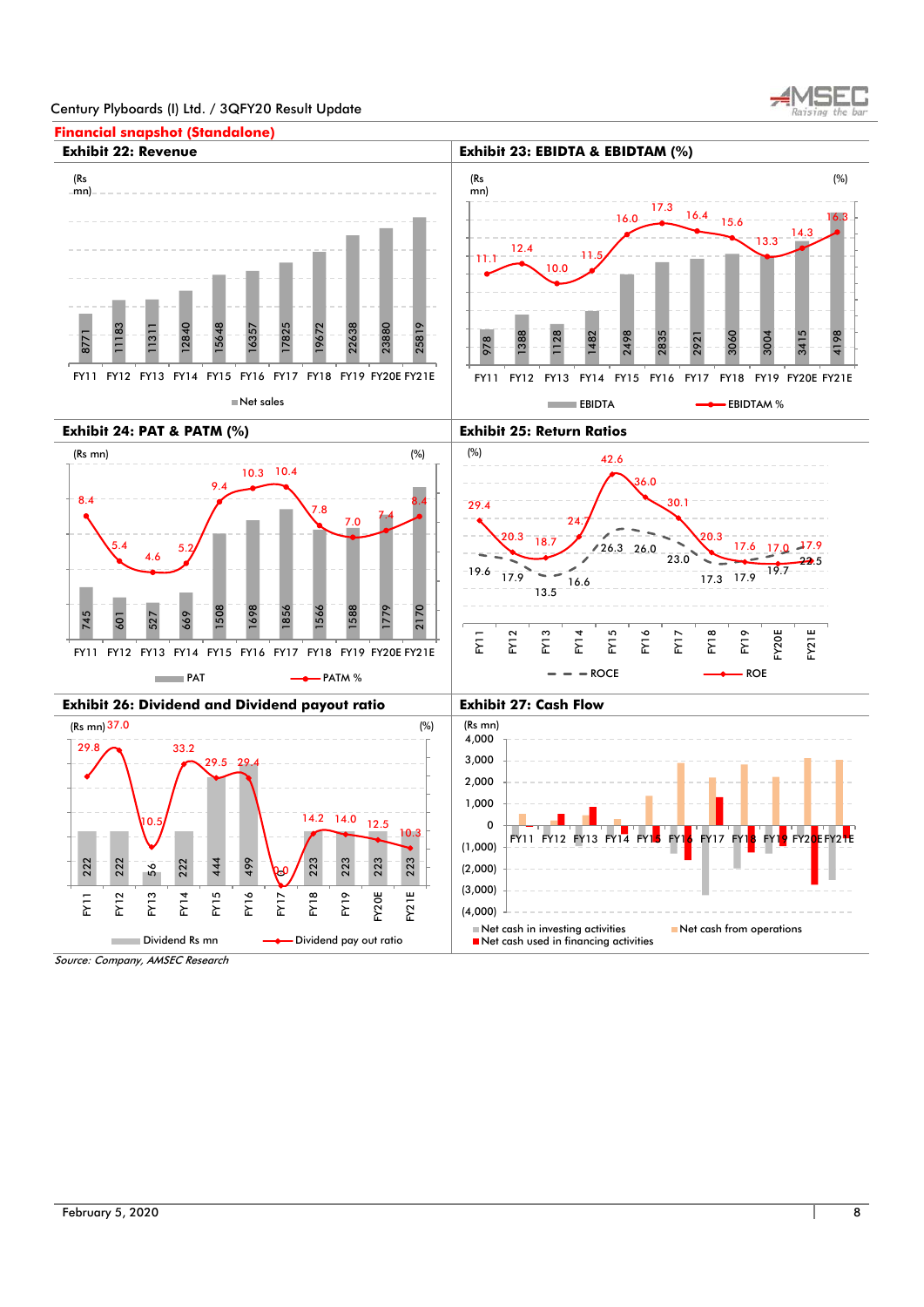## Financial snapshot (Standalone)

### Exhibit 22: Revenue

(Rs mn)

| | FY11 | FY12 | FY13 | FY14 | FY15 | FY16 | FY17 | FY18 | FY19 | FY20E | FY21E |
|---|---|---|---|---|---|---|---|---|---|---|---|
| Net sales | 8771 | 11183 | 11311 | 12840 | 15648 | 16357 | 17825 | 19672 | 22638 | 23880 | 25819 |

### Exhibit 23: EBIDTA & EBIDTAM (%)

| | FY11 | FY12 | FY13 | FY14 | FY15 | FY16 | FY17 | FY18 | FY19 | FY20E | FY21E |
|---|---|---|---|---|---|---|---|---|---|---|---|
| EBIDTA (Rs mn) | 978 | 1388 | 1128 | 1482 | 2498 | 2835 | 2921 | 3060 | 3004 | 3415 | 4198 |
| EBIDTAM % | 11.1 | 12.4 | 10.0 | 11.5 | 16.0 | 17.3 | 16.4 | 15.6 | 13.3 | 14.3 | 16.3 |

### Exhibit 24: PAT & PATM (%)

| | FY11 | FY12 | FY13 | FY14 | FY15 | FY16 | FY17 | FY18 | FY19 | FY20E | FY21E |
|---|---|---|---|---|---|---|---|---|---|---|---|
| PAT (Rs mn) | 745 | 601 | 527 | 669 | 1508 | 1698 | 1856 | 1566 | 1588 | 1779 | 2170 |
| PATM % | 8.4 | 5.4 | 4.6 | 5.2 | 9.4 | 10.3 | 10.4 | 7.8 | 7.0 | 7.4 | 8.4 |

### Exhibit 25: Return Ratios

(%)

| | FY11 | FY12 | FY13 | FY14 | FY15 | FY16 | FY17 | FY18 | FY19 | FY20E | FY21E |
|---|---|---|---|---|---|---|---|---|---|---|---|
| ROCE | 19.6 | 17.9 | 13.5 | 16.6 | 26.3 | 26.0 | 23.0 | 17.3 | 17.9 | 19.7 | 22.5 |
| ROE | 29.4 | 20.3 | 18.7 | 24.7 | 42.6 | 36.0 | 30.1 | 20.3 | 17.6 | 17.0 | 17.9 |

### Exhibit 26: Dividend and Dividend payout ratio

| | FY11 | FY12 | FY13 | FY14 | FY15 | FY16 | FY17 | FY18 | FY19 | FY20E | FY21E |
|---|---|---|---|---|---|---|---|---|---|---|---|
| Dividend Rs mn | 222 | 222 | 56 | 222 | 444 | 499 | 0 | 223 | 223 | 223 | 223 |
| Dividend pay out ratio (%) | 29.8 | 37.0 | 10.5 | 33.2 | 29.5 | 29.4 | 0.0 | 14.2 | 14.0 | 12.5 | 10.3 |

### Exhibit 27: Cash Flow

(Rs mn)

Series: Net cash in investing activities; Net cash from operations; Net cash used in financing activities (FY11–FY21E)

*Source: Company, AMSEC Research*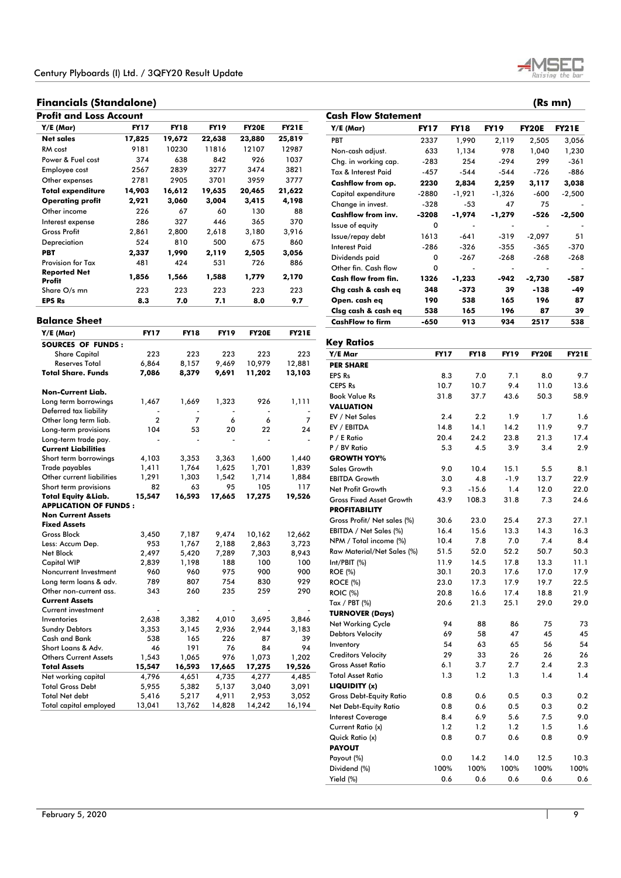## Financials (Standalone)

(Rs mn)

### Profit and Loss Account

| Y/E (Mar) | FY17 | FY18 | FY19 | FY20E | FY21E |
|---|---|---|---|---|---|
| **Net sales** | **17,825** | **19,672** | **22,638** | **23,880** | **25,819** |
| RM cost | 9181 | 10230 | 11816 | 12107 | 12987 |
| Power & Fuel cost | 374 | 638 | 842 | 926 | 1037 |
| Employee cost | 2567 | 2839 | 3277 | 3474 | 3821 |
| Other expenses | 2781 | 2905 | 3701 | 3959 | 3777 |
| **Total expenditure** | **14,903** | **16,612** | **19,635** | **20,465** | **21,622** |
| **Operating profit** | **2,921** | **3,060** | **3,004** | **3,415** | **4,198** |
| Other income | 226 | 67 | 60 | 130 | 88 |
| Interest expense | 286 | 327 | 446 | 365 | 370 |
| Gross Profit | 2,861 | 2,800 | 2,618 | 3,180 | 3,916 |
| Depreciation | 524 | 810 | 500 | 675 | 860 |
| **PBT** | **2,337** | **1,990** | **2,119** | **2,505** | **3,056** |
| Provision for Tax | 481 | 424 | 531 | 726 | 886 |
| **Reported Net Profit** | **1,856** | **1,566** | **1,588** | **1,779** | **2,170** |
| Share O/s mn | 223 | 223 | 223 | 223 | 223 |
| **EPS Rs** | **8.3** | **7.0** | **7.1** | **8.0** | **9.7** |

### Balance Sheet

| Y/E (Mar) | FY17 | FY18 | FY19 | FY20E | FY21E |
|---|---|---|---|---|---|
| **SOURCES OF FUNDS :** | | | | | |
| Share Capital | 223 | 223 | 223 | 223 | 223 |
| Reserves Total | 6,864 | 8,157 | 9,469 | 10,979 | 12,881 |
| **Total Share. Funds** | **7,086** | **8,379** | **9,691** | **11,202** | **13,103** |
| **Non-Current Liab.** | | | | | |
| Long term borrowings | 1,467 | 1,669 | 1,323 | 926 | 1,111 |
| Deferred tax liability | - | - | - | - | - |
| Other long term liab. | 2 | 7 | 6 | 6 | 7 |
| Long-term provisions | 104 | 53 | 20 | 22 | 24 |
| Long-term trade pay. | - | - | - | - | - |
| **Current Liabilities** | | | | | |
| Short term borrowings | 4,103 | 3,353 | 3,363 | 1,600 | 1,440 |
| Trade payables | 1,411 | 1,764 | 1,625 | 1,701 | 1,839 |
| Other current liabilities | 1,291 | 1,303 | 1,542 | 1,714 | 1,884 |
| Short term provisions | 82 | 63 | 95 | 105 | 117 |
| **Total Equity &Liab.** | **15,547** | **16,593** | **17,665** | **17,275** | **19,526** |
| **APPLICATION OF FUNDS :** | | | | | |
| **Non Current Assets** | | | | | |
| **Fixed Assets** | | | | | |
| Gross Block | 3,450 | 7,187 | 9,474 | 10,162 | 12,662 |
| Less: Accum Dep. | 953 | 1,767 | 2,188 | 2,863 | 3,723 |
| Net Block | 2,497 | 5,420 | 7,289 | 7,303 | 8,943 |
| Capital WIP | 2,839 | 1,198 | 188 | 100 | 100 |
| Noncurrent Investment | 960 | 960 | 975 | 900 | 900 |
| Long term loans & adv. | 789 | 807 | 754 | 830 | 929 |
| Other non-current ass. | 343 | 260 | 235 | 259 | 290 |
| **Current Assets** | | | | | |
| Current investment | - | - | - | - | - |
| Inventories | 2,638 | 3,382 | 4,010 | 3,695 | 3,846 |
| Sundry Debtors | 3,353 | 3,145 | 2,936 | 2,944 | 3,183 |
| Cash and Bank | 538 | 165 | 226 | 87 | 39 |
| Short Loans & Adv. | 46 | 191 | 76 | 84 | 94 |
| Others Current Assets | 1,543 | 1,065 | 976 | 1,073 | 1,202 |
| **Total Assets** | **15,547** | **16,593** | **17,665** | **17,275** | **19,526** |
| Net working capital | 4,796 | 4,651 | 4,735 | 4,277 | 4,485 |
| Total Gross Debt | 5,955 | 5,382 | 5,137 | 3,040 | 3,091 |
| Total Net debt | 5,416 | 5,217 | 4,911 | 2,953 | 3,052 |
| Total capital employed | 13,041 | 13,762 | 14,828 | 14,242 | 16,194 |

### Cash Flow Statement

| Y/E (Mar) | FY17 | FY18 | FY19 | FY20E | FY21E |
|---|---|---|---|---|---|
| PBT | 2337 | 1,990 | 2,119 | 2,505 | 3,056 |
| Non-cash adjust. | 633 | 1,134 | 978 | 1,040 | 1,230 |
| Chg. in working cap. | -283 | 254 | -294 | 299 | -361 |
| Tax & Interest Paid | -457 | -544 | -544 | -726 | -886 |
| **Cashflow from op.** | **2230** | **2,834** | **2,259** | **3,117** | **3,038** |
| Capital expenditure | -2880 | -1,921 | -1,326 | -600 | -2,500 |
| Change in invest. | -328 | -53 | 47 | 75 | - |
| **Cashflow from inv.** | **-3208** | **-1,974** | **-1,279** | **-526** | **-2,500** |
| Issue of equity | 0 | - | - | - | - |
| Issue/repay debt | 1613 | -641 | -319 | -2,097 | 51 |
| Interest Paid | -286 | -326 | -355 | -365 | -370 |
| Dividends paid | 0 | -267 | -268 | -268 | -268 |
| Other fin. Cash flow | 0 | - | - | - | - |
| **Cash flow from fin.** | **1326** | **-1,233** | **-942** | **-2,730** | **-587** |
| **Chg cash & cash eq** | **348** | **-373** | **39** | **-138** | **-49** |
| **Open. cash eq** | **190** | **538** | **165** | **196** | **87** |
| **Clsg cash & cash eq** | **538** | **165** | **196** | **87** | **39** |
| **CashFlow to firm** | **-650** | **913** | **934** | **2517** | **538** |

### Key Ratios

| Y/E Mar | FY17 | FY18 | FY19 | FY20E | FY21E |
|---|---|---|---|---|---|
| **PER SHARE** | | | | | |
| EPS Rs | 8.3 | 7.0 | 7.1 | 8.0 | 9.7 |
| CEPS Rs | 10.7 | 10.7 | 9.4 | 11.0 | 13.6 |
| Book Value Rs | 31.8 | 37.7 | 43.6 | 50.3 | 58.9 |
| **VALUATION** | | | | | |
| EV / Net Sales | 2.4 | 2.2 | 1.9 | 1.7 | 1.6 |
| EV / EBITDA | 14.8 | 14.1 | 14.2 | 11.9 | 9.7 |
| P / E Ratio | 20.4 | 24.2 | 23.8 | 21.3 | 17.4 |
| P / BV Ratio | 5.3 | 4.5 | 3.9 | 3.4 | 2.9 |
| **GROWTH YOY%** | | | | | |
| Sales Growth | 9.0 | 10.4 | 15.1 | 5.5 | 8.1 |
| EBITDA Growth | 3.0 | 4.8 | -1.9 | 13.7 | 22.9 |
| Net Profit Growth | 9.3 | -15.6 | 1.4 | 12.0 | 22.0 |
| Gross Fixed Asset Growth | 43.9 | 108.3 | 31.8 | 7.3 | 24.6 |
| **PROFITABILITY** | | | | | |
| Gross Profit/ Net sales (%) | 30.6 | 23.0 | 25.4 | 27.3 | 27.1 |
| EBITDA / Net Sales (%) | 16.4 | 15.6 | 13.3 | 14.3 | 16.3 |
| NPM / Total income (%) | 10.4 | 7.8 | 7.0 | 7.4 | 8.4 |
| Raw Material/Net Sales (%) | 51.5 | 52.0 | 52.2 | 50.7 | 50.3 |
| Int/PBIT (%) | 11.9 | 14.5 | 17.8 | 13.3 | 11.1 |
| ROE (%) | 30.1 | 20.3 | 17.6 | 17.0 | 17.9 |
| ROCE (%) | 23.0 | 17.3 | 17.9 | 19.7 | 22.5 |
| ROIC (%) | 20.8 | 16.6 | 17.4 | 18.8 | 21.9 |
| Tax / PBT (%) | 20.6 | 21.3 | 25.1 | 29.0 | 29.0 |
| **TURNOVER (Days)** | | | | | |
| Net Working Cycle | 94 | 88 | 86 | 75 | 73 |
| Debtors Velocity | 69 | 58 | 47 | 45 | 45 |
| Inventory | 54 | 63 | 65 | 56 | 54 |
| Creditors Velocity | 29 | 33 | 26 | 26 | 26 |
| Gross Asset Ratio | 6.1 | 3.7 | 2.7 | 2.4 | 2.3 |
| Total Asset Ratio | 1.3 | 1.2 | 1.3 | 1.4 | 1.4 |
| **LIQUIDITY (x)** | | | | | |
| Gross Debt-Equity Ratio | 0.8 | 0.6 | 0.5 | 0.3 | 0.2 |
| Net Debt-Equity Ratio | 0.8 | 0.6 | 0.5 | 0.3 | 0.2 |
| Interest Coverage | 8.4 | 6.9 | 5.6 | 7.5 | 9.0 |
| Current Ratio (x) | 1.2 | 1.2 | 1.2 | 1.5 | 1.6 |
| Quick Ratio (x) | 0.8 | 0.7 | 0.6 | 0.8 | 0.9 |
| **PAYOUT** | | | | | |
| Payout (%) | 0.0 | 14.2 | 14.0 | 12.5 | 10.3 |
| Dividend (%) | 100% | 100% | 100% | 100% | 100% |
| Yield (%) | 0.6 | 0.6 | 0.6 | 0.6 | 0.6 |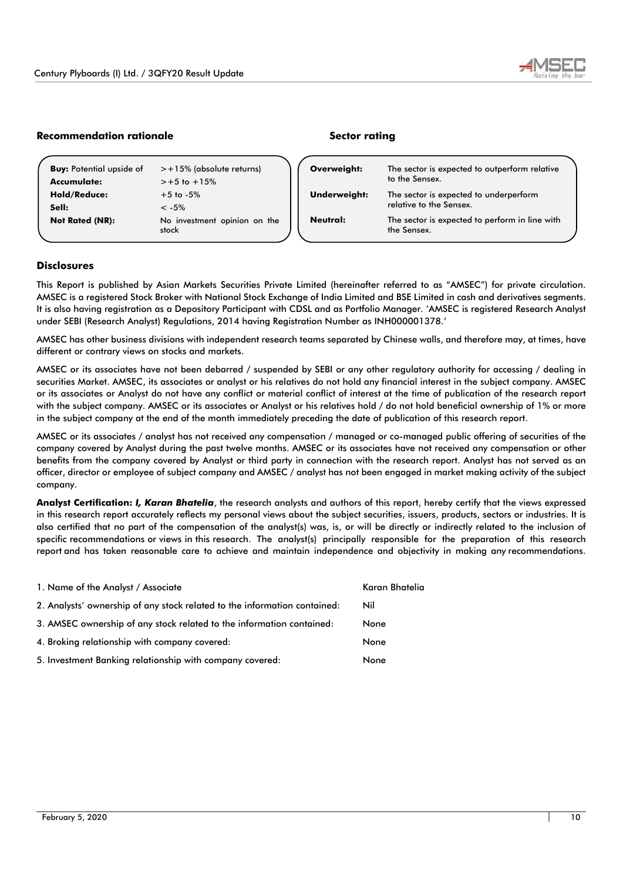**Recommendation rationale**

| | |
|---|---|
| **Buy:** Potential upside of | >+15% (absolute returns) |
| **Accumulate:** | >+5 to +15% |
| **Hold/Reduce:** | +5 to -5% |
| **Sell:** | < -5% |
| **Not Rated (NR):** | No investment opinion on the stock |

**Sector rating**

| | |
|---|---|
| **Overweight:** | The sector is expected to outperform relative to the Sensex. |
| **Underweight:** | The sector is expected to underperform relative to the Sensex. |
| **Neutral:** | The sector is expected to perform in line with the Sensex. |

## Disclosures

This Report is published by Asian Markets Securities Private Limited (hereinafter referred to as "AMSEC") for private circulation. AMSEC is a registered Stock Broker with National Stock Exchange of India Limited and BSE Limited in cash and derivatives segments. It is also having registration as a Depository Participant with CDSL and as Portfolio Manager. 'AMSEC is registered Research Analyst under SEBI (Research Analyst) Regulations, 2014 having Registration Number as INH000001378.'

AMSEC has other business divisions with independent research teams separated by Chinese walls, and therefore may, at times, have different or contrary views on stocks and markets.

AMSEC or its associates have not been debarred / suspended by SEBI or any other regulatory authority for accessing / dealing in securities Market. AMSEC, its associates or analyst or his relatives do not hold any financial interest in the subject company. AMSEC or its associates or Analyst do not have any conflict or material conflict of interest at the time of publication of the research report with the subject company. AMSEC or its associates or Analyst or his relatives hold / do not hold beneficial ownership of 1% or more in the subject company at the end of the month immediately preceding the date of publication of this research report.

AMSEC or its associates / analyst has not received any compensation / managed or co-managed public offering of securities of the company covered by Analyst during the past twelve months. AMSEC or its associates have not received any compensation or other benefits from the company covered by Analyst or third party in connection with the research report. Analyst has not served as an officer, director or employee of subject company and AMSEC / analyst has not been engaged in market making activity of the subject company.

**Analyst Certification:** ***I, Karan Bhatelia***, the research analysts and authors of this report, hereby certify that the views expressed in this research report accurately reflects my personal views about the subject securities, issuers, products, sectors or industries. It is also certified that no part of the compensation of the analyst(s) was, is, or will be directly or indirectly related to the inclusion of specific recommendations or views in this research. The analyst(s) principally responsible for the preparation of this research report and has taken reasonable care to achieve and maintain independence and objectivity in making any recommendations.

| | |
|---|---|
| 1. Name of the Analyst / Associate | Karan Bhatelia |
| 2. Analysts' ownership of any stock related to the information contained: | Nil |
| 3. AMSEC ownership of any stock related to the information contained: | None |
| 4. Broking relationship with company covered: | None |
| 5. Investment Banking relationship with company covered: | None |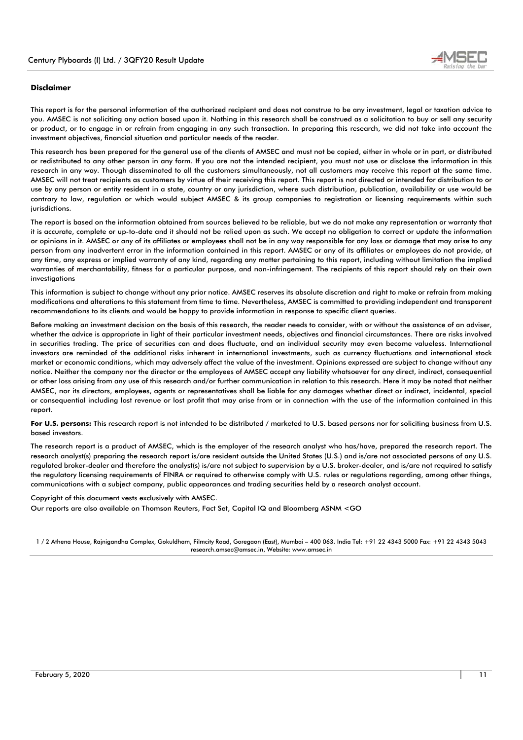## Disclaimer

This report is for the personal information of the authorized recipient and does not construe to be any investment, legal or taxation advice to you. AMSEC is not soliciting any action based upon it. Nothing in this research shall be construed as a solicitation to buy or sell any security or product, or to engage in or refrain from engaging in any such transaction. In preparing this research, we did not take into account the investment objectives, financial situation and particular needs of the reader.

This research has been prepared for the general use of the clients of AMSEC and must not be copied, either in whole or in part, or distributed or redistributed to any other person in any form. If you are not the intended recipient, you must not use or disclose the information in this research in any way. Though disseminated to all the customers simultaneously, not all customers may receive this report at the same time. AMSEC will not treat recipients as customers by virtue of their receiving this report. This report is not directed or intended for distribution to or use by any person or entity resident in a state, country or any jurisdiction, where such distribution, publication, availability or use would be contrary to law, regulation or which would subject AMSEC & its group companies to registration or licensing requirements within such jurisdictions.

The report is based on the information obtained from sources believed to be reliable, but we do not make any representation or warranty that it is accurate, complete or up-to-date and it should not be relied upon as such. We accept no obligation to correct or update the information or opinions in it. AMSEC or any of its affiliates or employees shall not be in any way responsible for any loss or damage that may arise to any person from any inadvertent error in the information contained in this report. AMSEC or any of its affiliates or employees do not provide, at any time, any express or implied warranty of any kind, regarding any matter pertaining to this report, including without limitation the implied warranties of merchantability, fitness for a particular purpose, and non-infringement. The recipients of this report should rely on their own investigations

This information is subject to change without any prior notice. AMSEC reserves its absolute discretion and right to make or refrain from making modifications and alterations to this statement from time to time. Nevertheless, AMSEC is committed to providing independent and transparent recommendations to its clients and would be happy to provide information in response to specific client queries.

Before making an investment decision on the basis of this research, the reader needs to consider, with or without the assistance of an adviser, whether the advice is appropriate in light of their particular investment needs, objectives and financial circumstances. There are risks involved in securities trading. The price of securities can and does fluctuate, and an individual security may even become valueless. International investors are reminded of the additional risks inherent in international investments, such as currency fluctuations and international stock market or economic conditions, which may adversely affect the value of the investment. Opinions expressed are subject to change without any notice. Neither the company nor the director or the employees of AMSEC accept any liability whatsoever for any direct, indirect, consequential or other loss arising from any use of this research and/or further communication in relation to this research. Here it may be noted that neither AMSEC, nor its directors, employees, agents or representatives shall be liable for any damages whether direct or indirect, incidental, special or consequential including lost revenue or lost profit that may arise from or in connection with the use of the information contained in this report.

**For U.S. persons:** This research report is not intended to be distributed / marketed to U.S. based persons nor for soliciting business from U.S. based investors.

The research report is a product of AMSEC, which is the employer of the research analyst who has/have, prepared the research report. The research analyst(s) preparing the research report is/are resident outside the United States (U.S.) and is/are not associated persons of any U.S. regulated broker-dealer and therefore the analyst(s) is/are not subject to supervision by a U.S. broker-dealer, and is/are not required to satisfy the regulatory licensing requirements of FINRA or required to otherwise comply with U.S. rules or regulations regarding, among other things, communications with a subject company, public appearances and trading securities held by a research analyst account.

Copyright of this document vests exclusively with AMSEC.

Our reports are also available on Thomson Reuters, Fact Set, Capital IQ and Bloomberg ASNM <GO

1 / 2 Athena House, Rajnigandha Complex, Gokuldham, Filmcity Road, Goregaon (East), Mumbai – 400 063. India Tel: +91 22 4343 5000 Fax: +91 22 4343 5043 research.amsec@amsec.in, Website: www.amsec.in